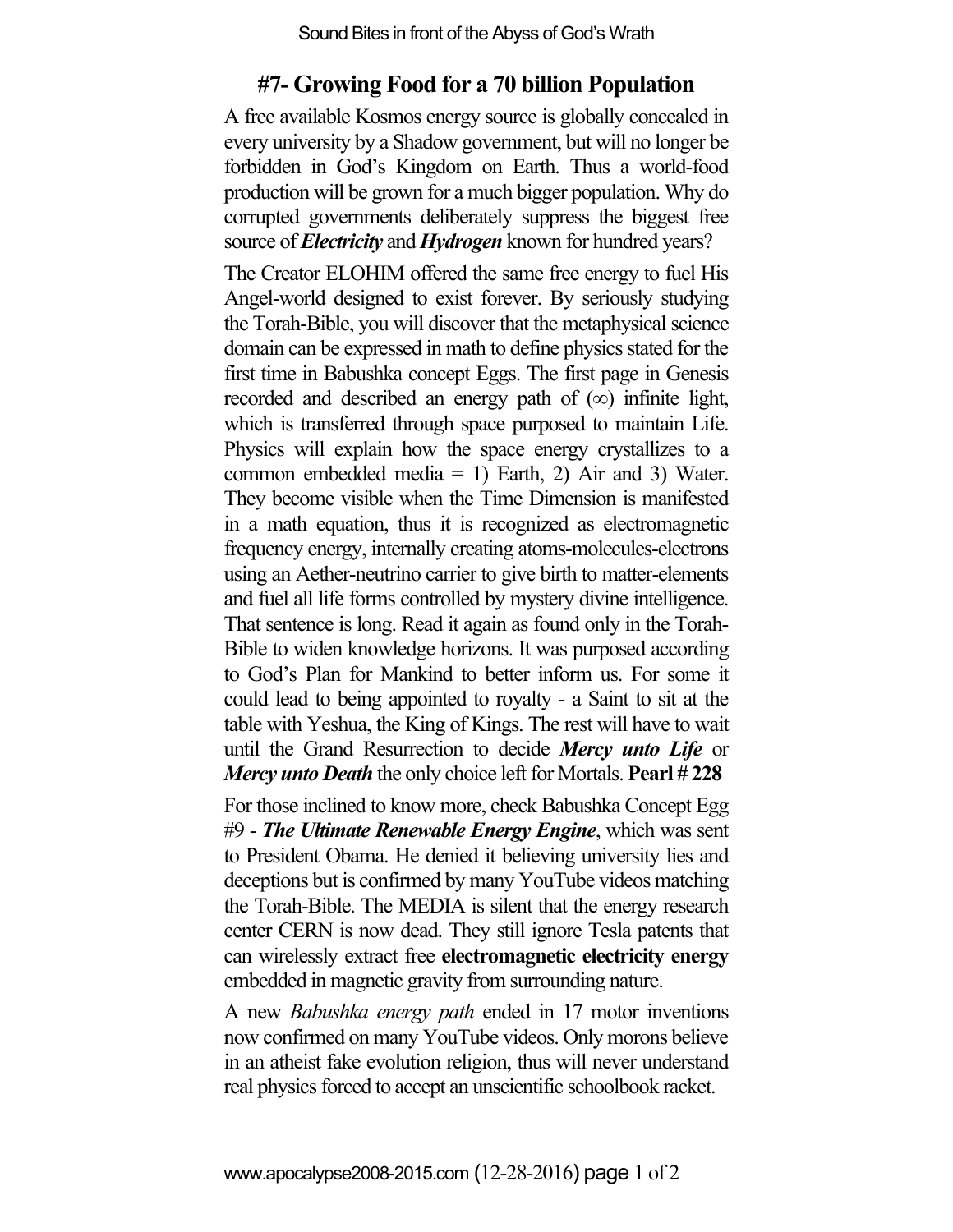# #7- Growing Food for a 70 billion Population

A free available Kosmos energy source is globally concealed in every university by a Shadow government, but will no longer be forbidden in God's Kingdom on Earth. Thus a world-food production will be grown for a much bigger population. Why do corrupted governments deliberately suppress the biggest free source of ***Electricity*** and ***Hydrogen*** known for hundred years?

The Creator ELOHIM offered the same free energy to fuel His Angel-world designed to exist forever. By seriously studying the Torah-Bible, you will discover that the metaphysical science domain can be expressed in math to define physics stated for the first time in Babushka concept Eggs. The first page in Genesis recorded and described an energy path of (∞) infinite light, which is transferred through space purposed to maintain Life. Physics will explain how the space energy crystallizes to a common embedded media = 1) Earth, 2) Air and 3) Water. They become visible when the Time Dimension is manifested in a math equation, thus it is recognized as electromagnetic frequency energy, internally creating atoms-molecules-electrons using an Aether-neutrino carrier to give birth to matter-elements and fuel all life forms controlled by mystery divine intelligence. That sentence is long. Read it again as found only in the Torah-Bible to widen knowledge horizons. It was purposed according to God's Plan for Mankind to better inform us. For some it could lead to being appointed to royalty - a Saint to sit at the table with Yeshua, the King of Kings. The rest will have to wait until the Grand Resurrection to decide ***Mercy unto Life*** or ***Mercy unto Death*** the only choice left for Mortals. **Pearl # 228**

For those inclined to know more, check Babushka Concept Egg #9 - ***The Ultimate Renewable Energy Engine***, which was sent to President Obama. He denied it believing university lies and deceptions but is confirmed by many YouTube videos matching the Torah-Bible. The MEDIA is silent that the energy research center CERN is now dead. They still ignore Tesla patents that can wirelessly extract free **electromagnetic electricity energy** embedded in magnetic gravity from surrounding nature.

A new *Babushka energy path* ended in 17 motor inventions now confirmed on many YouTube videos. Only morons believe in an atheist fake evolution religion, thus will never understand real physics forced to accept an unscientific schoolbook racket.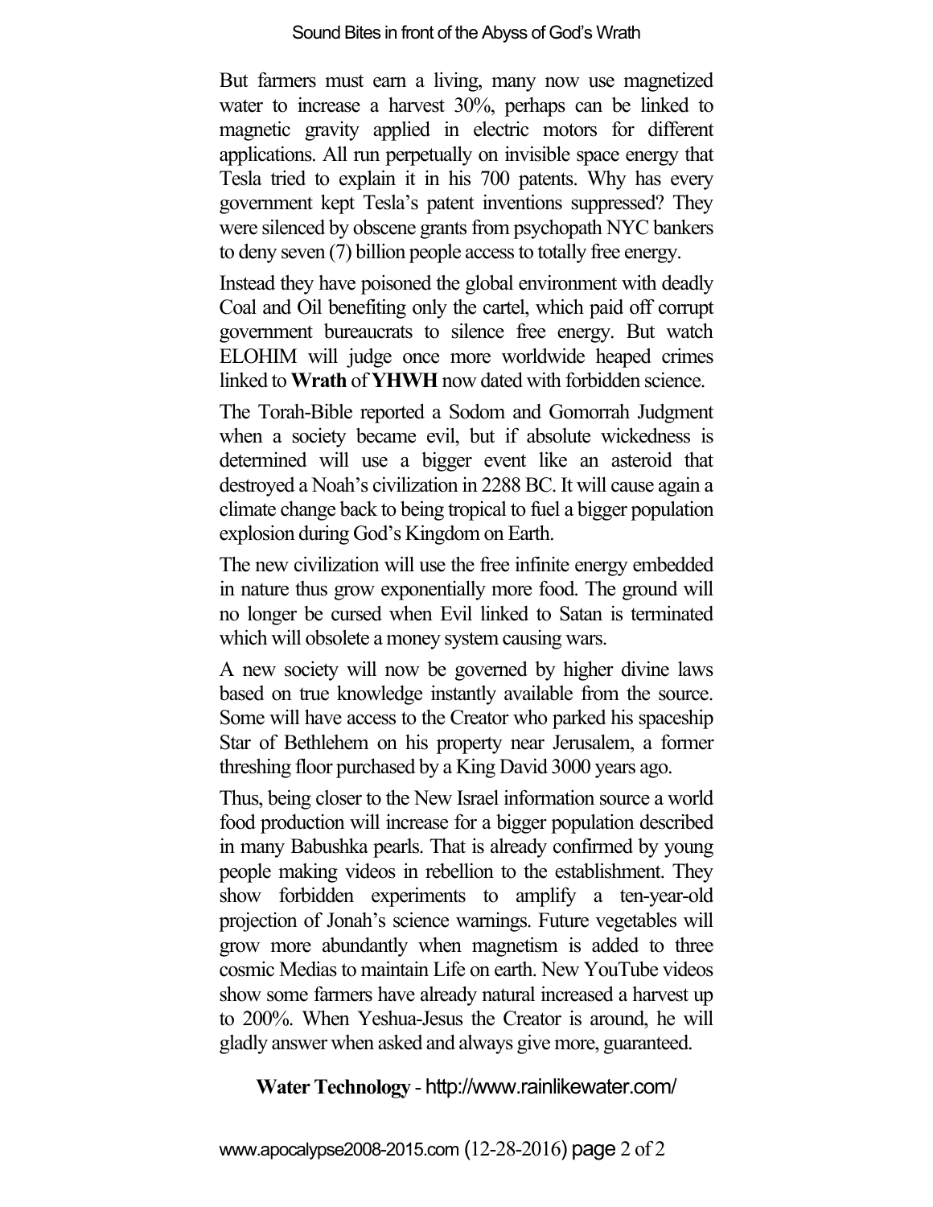But farmers must earn a living, many now use magnetized water to increase a harvest 30%, perhaps can be linked to magnetic gravity applied in electric motors for different applications. All run perpetually on invisible space energy that Tesla tried to explain it in his 700 patents. Why has every government kept Tesla's patent inventions suppressed? They were silenced by obscene grants from psychopath NYC bankers to deny seven (7) billion people access to totally free energy.

Instead they have poisoned the global environment with deadly Coal and Oil benefiting only the cartel, which paid off corrupt government bureaucrats to silence free energy. But watch ELOHIM will judge once more worldwide heaped crimes linked to **Wrath** of **YHWH** now dated with forbidden science.

The Torah-Bible reported a Sodom and Gomorrah Judgment when a society became evil, but if absolute wickedness is determined will use a bigger event like an asteroid that destroyed a Noah's civilization in 2288 BC. It will cause again a climate change back to being tropical to fuel a bigger population explosion during God's Kingdom on Earth.

The new civilization will use the free infinite energy embedded in nature thus grow exponentially more food. The ground will no longer be cursed when Evil linked to Satan is terminated which will obsolete a money system causing wars.

A new society will now be governed by higher divine laws based on true knowledge instantly available from the source. Some will have access to the Creator who parked his spaceship Star of Bethlehem on his property near Jerusalem, a former threshing floor purchased by a King David 3000 years ago.

Thus, being closer to the New Israel information source a world food production will increase for a bigger population described in many Babushka pearls. That is already confirmed by young people making videos in rebellion to the establishment. They show forbidden experiments to amplify a ten-year-old projection of Jonah's science warnings. Future vegetables will grow more abundantly when magnetism is added to three cosmic Medias to maintain Life on earth. New YouTube videos show some farmers have already natural increased a harvest up to 200%. When Yeshua-Jesus the Creator is around, he will gladly answer when asked and always give more, guaranteed.

**Water Technology** - http://www.rainlikewater.com/

www.apocalypse2008-2015.com (12-28-2016)